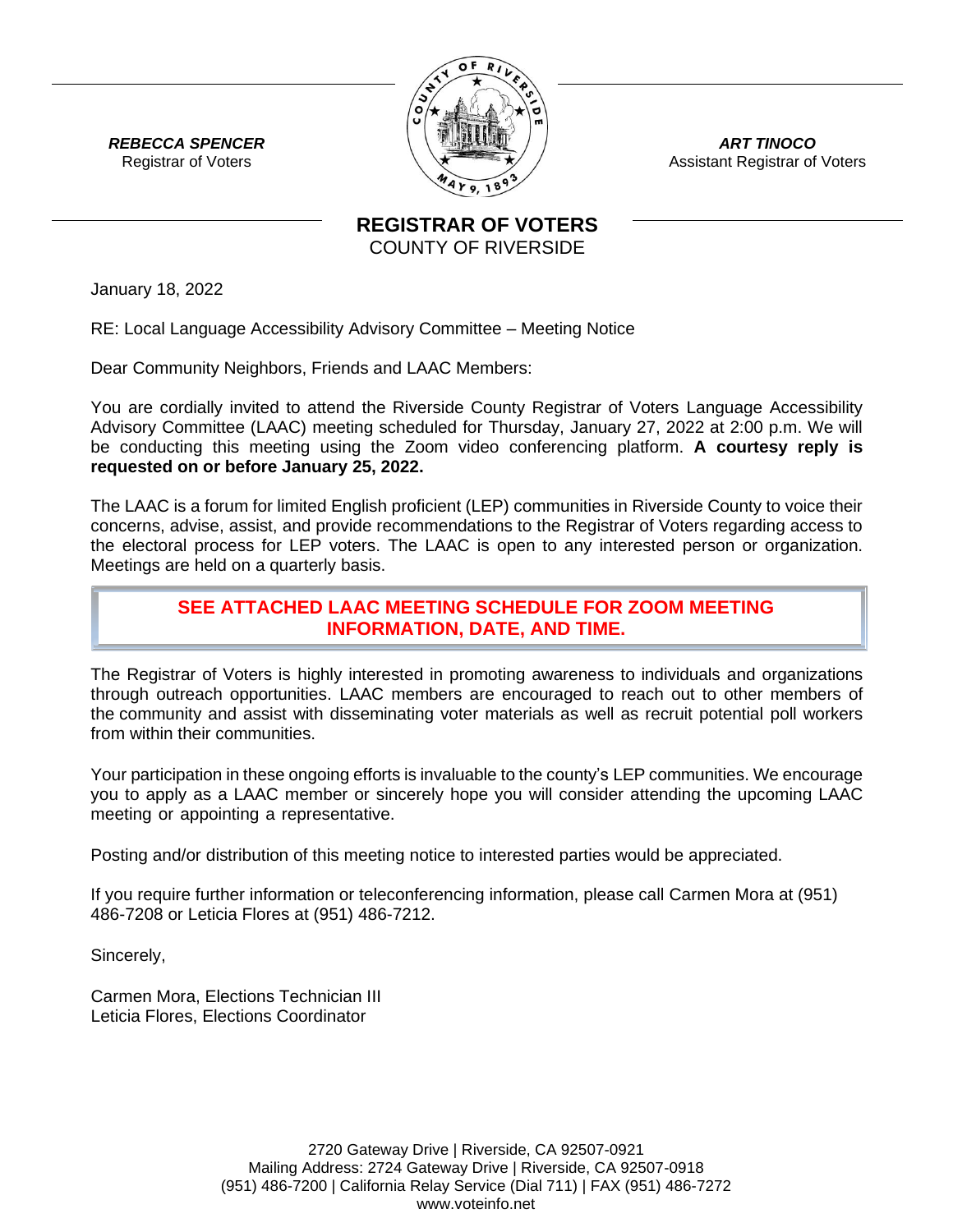**_REBECCA SPENCER_**
Registrar of Voters

**_ART TINOCO_**
Assistant Registrar of Voters

# REGISTRAR OF VOTERS
COUNTY OF RIVERSIDE

January 18, 2022

RE: Local Language Accessibility Advisory Committee – Meeting Notice

Dear Community Neighbors, Friends and LAAC Members:

You are cordially invited to attend the Riverside County Registrar of Voters Language Accessibility Advisory Committee (LAAC) meeting scheduled for Thursday, January 27, 2022 at 2:00 p.m. We will be conducting this meeting using the Zoom video conferencing platform. **A courtesy reply is requested on or before January 25, 2022.**

The LAAC is a forum for limited English proficient (LEP) communities in Riverside County to voice their concerns, advise, assist, and provide recommendations to the Registrar of Voters regarding access to the electoral process for LEP voters. The LAAC is open to any interested person or organization. Meetings are held on a quarterly basis.

**SEE ATTACHED LAAC MEETING SCHEDULE FOR ZOOM MEETING INFORMATION, DATE, AND TIME.**

The Registrar of Voters is highly interested in promoting awareness to individuals and organizations through outreach opportunities. LAAC members are encouraged to reach out to other members of the community and assist with disseminating voter materials as well as recruit potential poll workers from within their communities.

Your participation in these ongoing efforts is invaluable to the county's LEP communities. We encourage you to apply as a LAAC member or sincerely hope you will consider attending the upcoming LAAC meeting or appointing a representative.

Posting and/or distribution of this meeting notice to interested parties would be appreciated.

If you require further information or teleconferencing information, please call Carmen Mora at (951) 486-7208 or Leticia Flores at (951) 486-7212.

Sincerely,

Carmen Mora, Elections Technician III
Leticia Flores, Elections Coordinator

2720 Gateway Drive | Riverside, CA 92507-0921
Mailing Address: 2724 Gateway Drive | Riverside, CA 92507-0918
(951) 486-7200 | California Relay Service (Dial 711) | FAX (951) 486-7272
www.voteinfo.net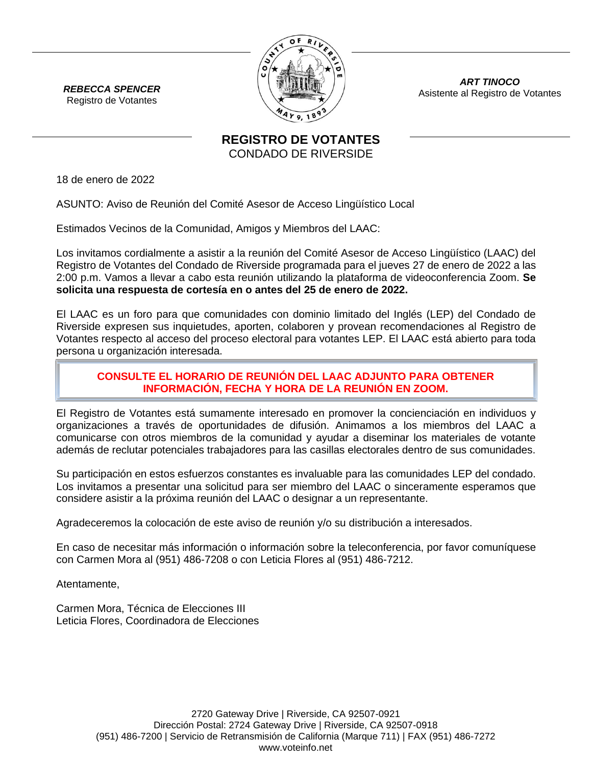***REBECCA SPENCER***
Registro de Votantes

***ART TINOCO***
Asistente al Registro de Votantes

**REGISTRO DE VOTANTES**
CONDADO DE RIVERSIDE

18 de enero de 2022

ASUNTO: Aviso de Reunión del Comité Asesor de Acceso Lingüístico Local

Estimados Vecinos de la Comunidad, Amigos y Miembros del LAAC:

Los invitamos cordialmente a asistir a la reunión del Comité Asesor de Acceso Lingüístico (LAAC) del Registro de Votantes del Condado de Riverside programada para el jueves 27 de enero de 2022 a las 2:00 p.m. Vamos a llevar a cabo esta reunión utilizando la plataforma de videoconferencia Zoom. **Se solicita una respuesta de cortesía en o antes del 25 de enero de 2022.**

El LAAC es un foro para que comunidades con dominio limitado del Inglés (LEP) del Condado de Riverside expresen sus inquietudes, aporten, colaboren y provean recomendaciones al Registro de Votantes respecto al acceso del proceso electoral para votantes LEP. El LAAC está abierto para toda persona u organización interesada.

**CONSULTE EL HORARIO DE REUNIÓN DEL LAAC ADJUNTO PARA OBTENER INFORMACIÓN, FECHA Y HORA DE LA REUNIÓN EN ZOOM.**

El Registro de Votantes está sumamente interesado en promover la concienciación en individuos y organizaciones a través de oportunidades de difusión. Animamos a los miembros del LAAC a comunicarse con otros miembros de la comunidad y ayudar a diseminar los materiales de votante además de reclutar potenciales trabajadores para las casillas electorales dentro de sus comunidades.

Su participación en estos esfuerzos constantes es invaluable para las comunidades LEP del condado. Los invitamos a presentar una solicitud para ser miembro del LAAC o sinceramente esperamos que considere asistir a la próxima reunión del LAAC o designar a un representante.

Agradeceremos la colocación de este aviso de reunión y/o su distribución a interesados.

En caso de necesitar más información o información sobre la teleconferencia, por favor comuníquese con Carmen Mora al (951) 486-7208 o con Leticia Flores al (951) 486-7212.

Atentamente,

Carmen Mora, Técnica de Elecciones III
Leticia Flores, Coordinadora de Elecciones

2720 Gateway Drive | Riverside, CA 92507-0921
Dirección Postal: 2724 Gateway Drive | Riverside, CA 92507-0918
(951) 486-7200 | Servicio de Retransmisión de California (Marque 711) | FAX (951) 486-7272
www.voteinfo.net